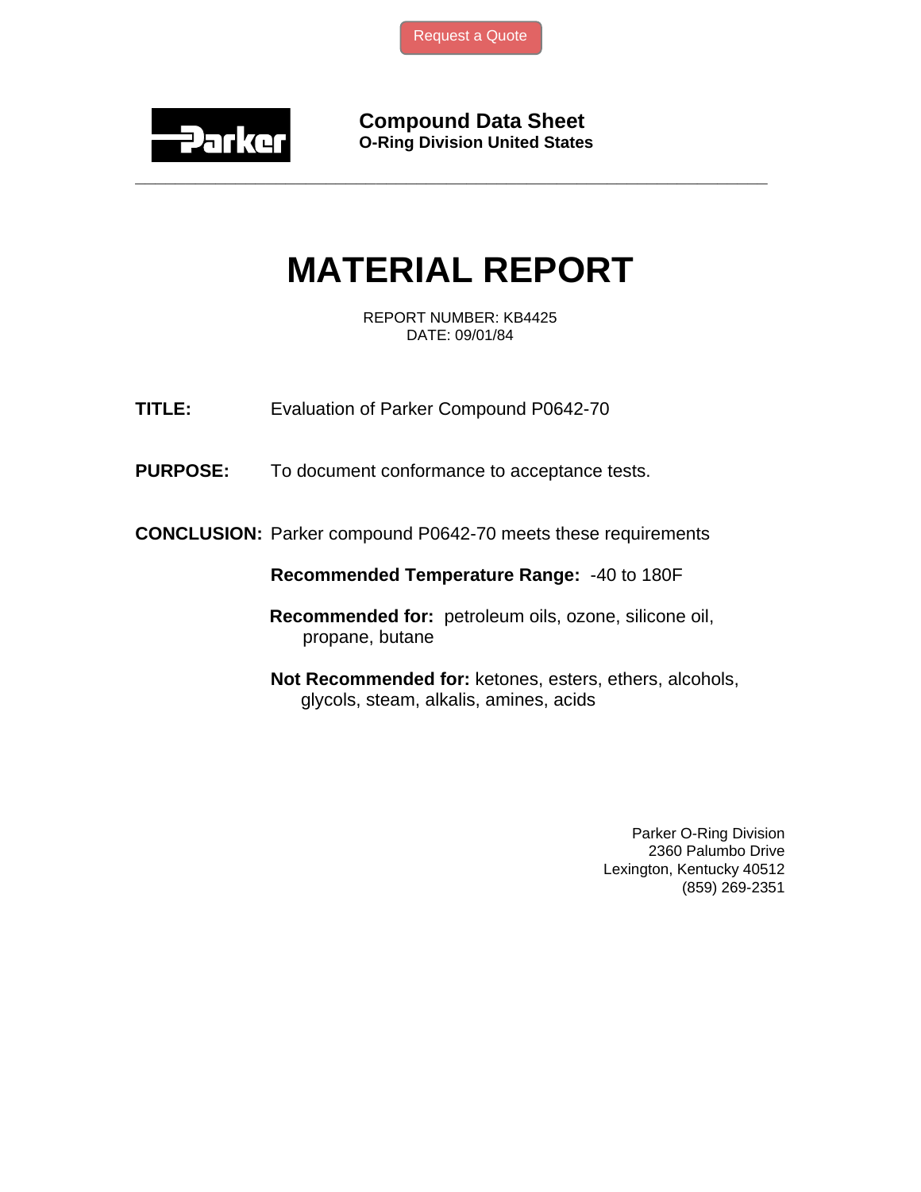Request a Quote

**Parker**

**Compound Data Sheet**
**O-Ring Division United States**

---

# MATERIAL REPORT

REPORT NUMBER: KB4425
DATE: 09/01/84

**TITLE:** Evaluation of Parker Compound P0642-70

**PURPOSE:** To document conformance to acceptance tests.

**CONCLUSION:** Parker compound P0642-70 meets these requirements

**Recommended Temperature Range:** -40 to 180F

**Recommended for:** petroleum oils, ozone, silicone oil, propane, butane

**Not Recommended for:** ketones, esters, ethers, alcohols, glycols, steam, alkalis, amines, acids

Parker O-Ring Division
2360 Palumbo Drive
Lexington, Kentucky 40512
(859) 269-2351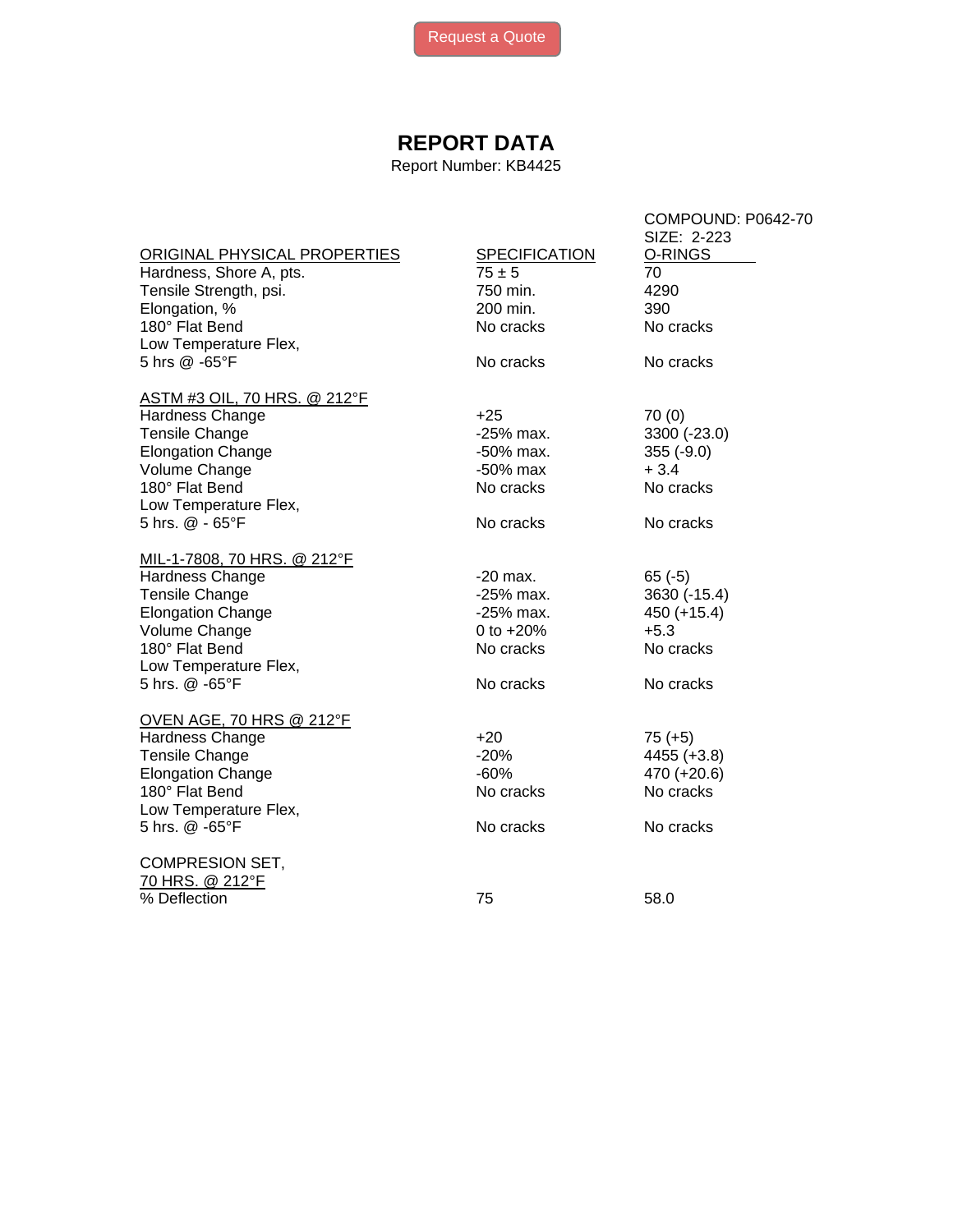Request a Quote

# REPORT DATA

Report Number: KB4425

| ORIGINAL PHYSICAL PROPERTIES | SPECIFICATION | COMPOUND: P0642-70<br>SIZE: 2-223<br>O-RINGS |
|---|---|---|
| Hardness, Shore A, pts. | 75 ± 5 | 70 |
| Tensile Strength, psi. | 750 min. | 4290 |
| Elongation, % | 200 min. | 390 |
| 180° Flat Bend | No cracks | No cracks |
| Low Temperature Flex, 5 hrs @ -65°F | No cracks | No cracks |
| **ASTM #3 OIL, 70 HRS. @ 212°F** | | |
| Hardness Change | +25 | 70 (0) |
| Tensile Change | -25% max. | 3300 (-23.0) |
| Elongation Change | -50% max. | 355 (-9.0) |
| Volume Change | -50% max | + 3.4 |
| 180° Flat Bend | No cracks | No cracks |
| Low Temperature Flex, 5 hrs. @ - 65°F | No cracks | No cracks |
| **MIL-1-7808, 70 HRS. @ 212°F** | | |
| Hardness Change | -20 max. | 65 (-5) |
| Tensile Change | -25% max. | 3630 (-15.4) |
| Elongation Change | -25% max. | 450 (+15.4) |
| Volume Change | 0 to +20% | +5.3 |
| 180° Flat Bend | No cracks | No cracks |
| Low Temperature Flex, 5 hrs. @ -65°F | No cracks | No cracks |
| **OVEN AGE, 70 HRS @ 212°F** | | |
| Hardness Change | +20 | 75 (+5) |
| Tensile Change | -20% | 4455 (+3.8) |
| Elongation Change | -60% | 470 (+20.6) |
| 180° Flat Bend | No cracks | No cracks |
| Low Temperature Flex, 5 hrs. @ -65°F | No cracks | No cracks |
| **COMPRESION SET, 70 HRS. @ 212°F** | | |
| % Deflection | 75 | 58.0 |